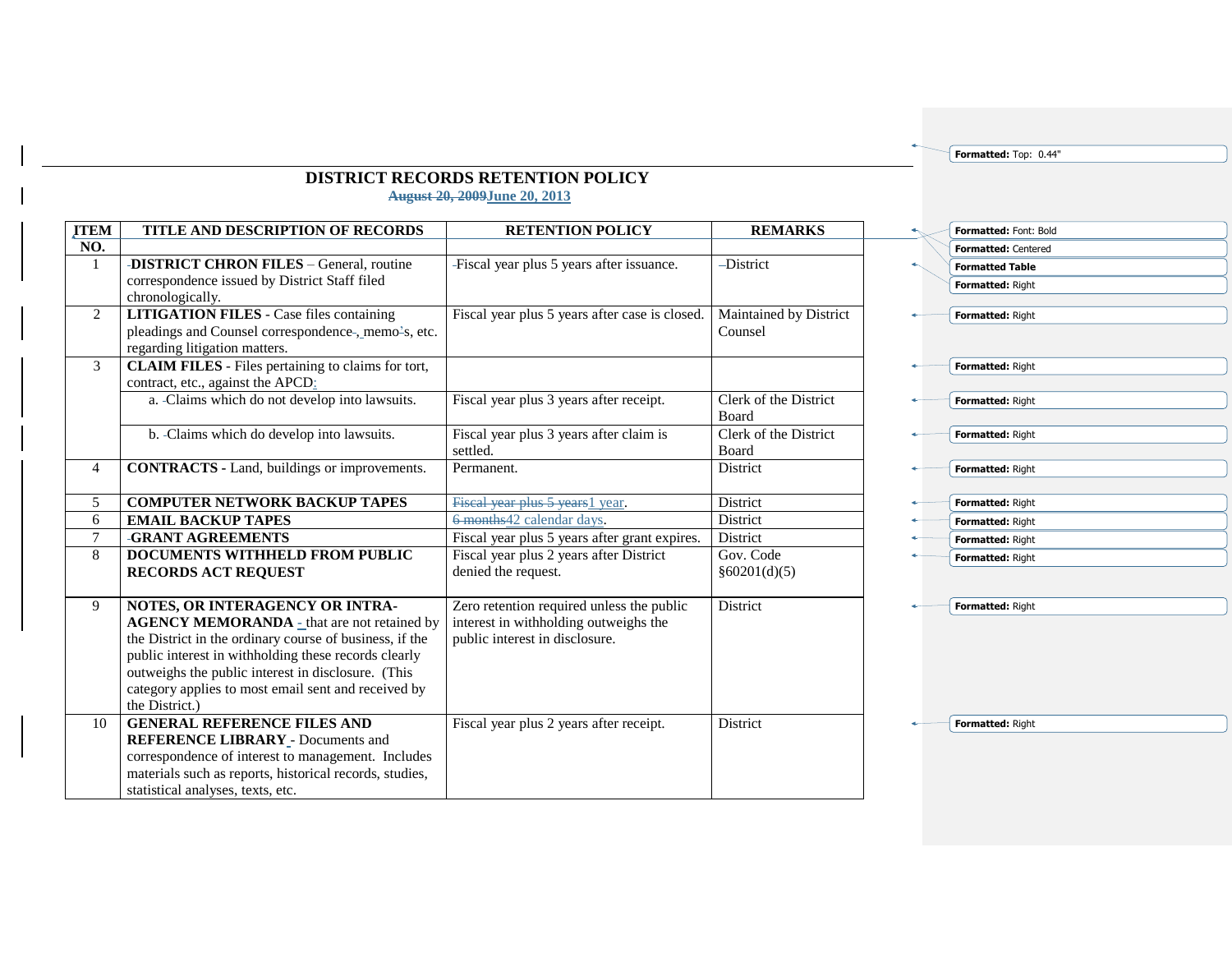## DISTRICT RECORDS RETENTION POLICY

**~~August 20, 2009~~June 20, 2013**

| ITEM NO. | TITLE AND DESCRIPTION OF RECORDS | RETENTION POLICY | REMARKS |
|---|---|---|---|
| 1 | **DISTRICT CHRON FILES** – General, routine correspondence issued by District Staff filed chronologically. | Fiscal year plus 5 years after issuance. | District |
| 2 | **LITIGATION FILES** - Case files containing pleadings and Counsel correspondence, memos, etc. regarding litigation matters. | Fiscal year plus 5 years after case is closed. | Maintained by District Counsel |
| 3 | **CLAIM FILES** - Files pertaining to claims for tort, contract, etc., against the APCD: | | |
| | a. Claims which do not develop into lawsuits. | Fiscal year plus 3 years after receipt. | Clerk of the District Board |
| | b. Claims which do develop into lawsuits. | Fiscal year plus 3 years after claim is settled. | Clerk of the District Board |
| 4 | **CONTRACTS -** Land, buildings or improvements. | Permanent. | District |
| 5 | **COMPUTER NETWORK BACKUP TAPES** | ~~Fiscal year plus 5 years~~1 year. | District |
| 6 | **EMAIL BACKUP TAPES** | ~~6 months~~42 calendar days. | District |
| 7 | **GRANT AGREEMENTS** | Fiscal year plus 5 years after grant expires. | District |
| 8 | **DOCUMENTS WITHHELD FROM PUBLIC RECORDS ACT REQUEST** | Fiscal year plus 2 years after District denied the request. | Gov. Code §60201(d)(5) |
| 9 | **NOTES, OR INTERAGENCY OR INTRA-AGENCY MEMORANDA** - that are not retained by the District in the ordinary course of business, if the public interest in withholding these records clearly outweighs the public interest in disclosure. (This category applies to most email sent and received by the District.) | Zero retention required unless the public interest in withholding outweighs the public interest in disclosure. | District |
| 10 | **GENERAL REFERENCE FILES AND REFERENCE LIBRARY** - Documents and correspondence of interest to management. Includes materials such as reports, historical records, studies, statistical analyses, texts, etc. | Fiscal year plus 2 years after receipt. | District |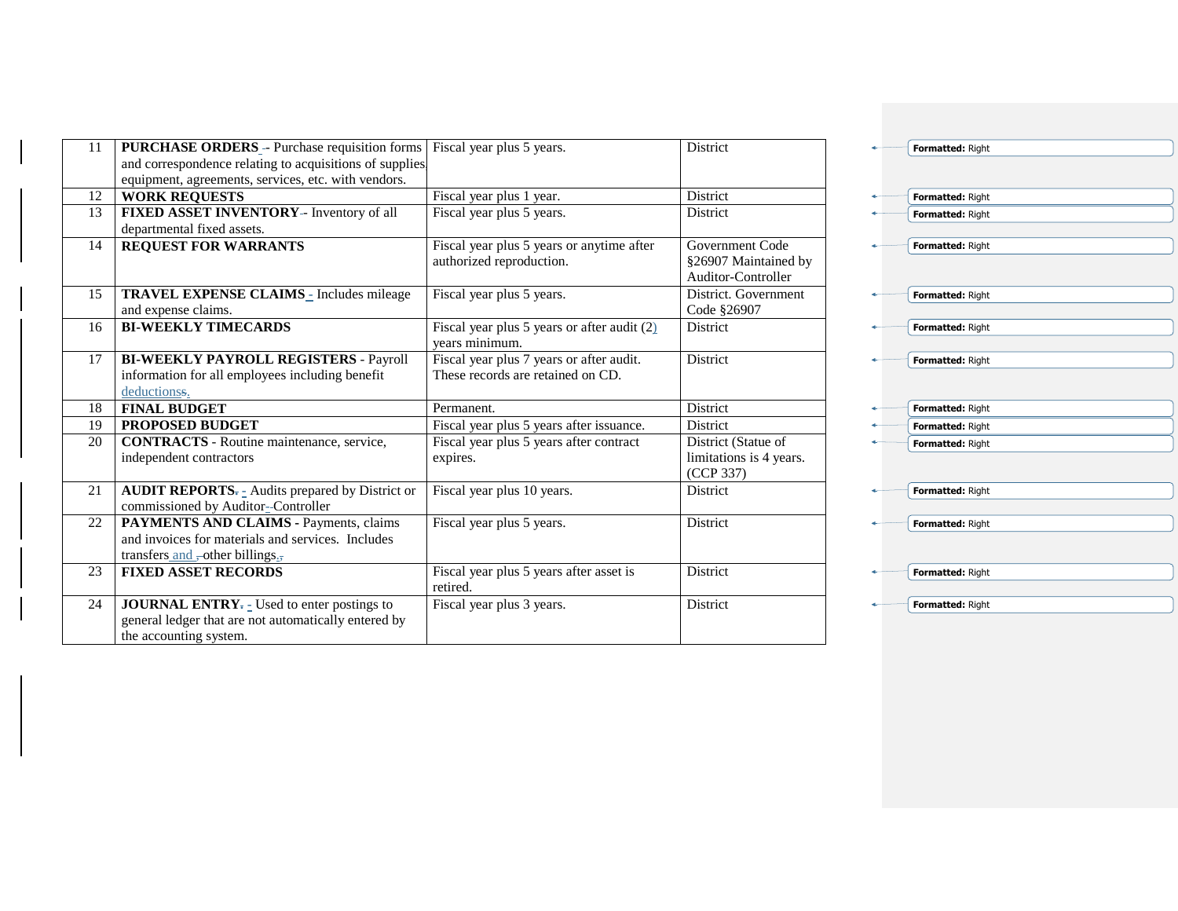| 11 | **PURCHASE ORDERS** - Purchase requisition forms and correspondence relating to acquisitions of supplies, equipment, agreements, services, etc. with vendors. | Fiscal year plus 5 years. | District |
|---|---|---|---|
| 12 | **WORK REQUESTS** | Fiscal year plus 1 year. | District |
| 13 | **FIXED ASSET INVENTORY** - Inventory of all departmental fixed assets. | Fiscal year plus 5 years. | District |
| 14 | **REQUEST FOR WARRANTS** | Fiscal year plus 5 years or anytime after authorized reproduction. | Government Code §26907 Maintained by Auditor-Controller |
| 15 | **TRAVEL EXPENSE CLAIMS** - Includes mileage and expense claims. | Fiscal year plus 5 years. | District. Government Code §26907 |
| 16 | **BI-WEEKLY TIMECARDS** | Fiscal year plus 5 years or after audit (2) years minimum. | District |
| 17 | **BI-WEEKLY PAYROLL REGISTERS** - Payroll information for all employees including benefit deductions. | Fiscal year plus 7 years or after audit. These records are retained on CD. | District |
| 18 | **FINAL BUDGET** | Permanent. | District |
| 19 | **PROPOSED BUDGET** | Fiscal year plus 5 years after issuance. | District |
| 20 | **CONTRACTS** - Routine maintenance, service, independent contractors | Fiscal year plus 5 years after contract expires. | District (Statue of limitations is 4 years. (CCP 337) |
| 21 | **AUDIT REPORTS** - Audits prepared by District or commissioned by Auditor-Controller | Fiscal year plus 10 years. | District |
| 22 | **PAYMENTS AND CLAIMS** - Payments, claims and invoices for materials and services. Includes transfers and other billings. | Fiscal year plus 5 years. | District |
| 23 | **FIXED ASSET RECORDS** | Fiscal year plus 5 years after asset is retired. | District |
| 24 | **JOURNAL ENTRY** - Used to enter postings to general ledger that are not automatically entered by the accounting system. | Fiscal year plus 3 years. | District |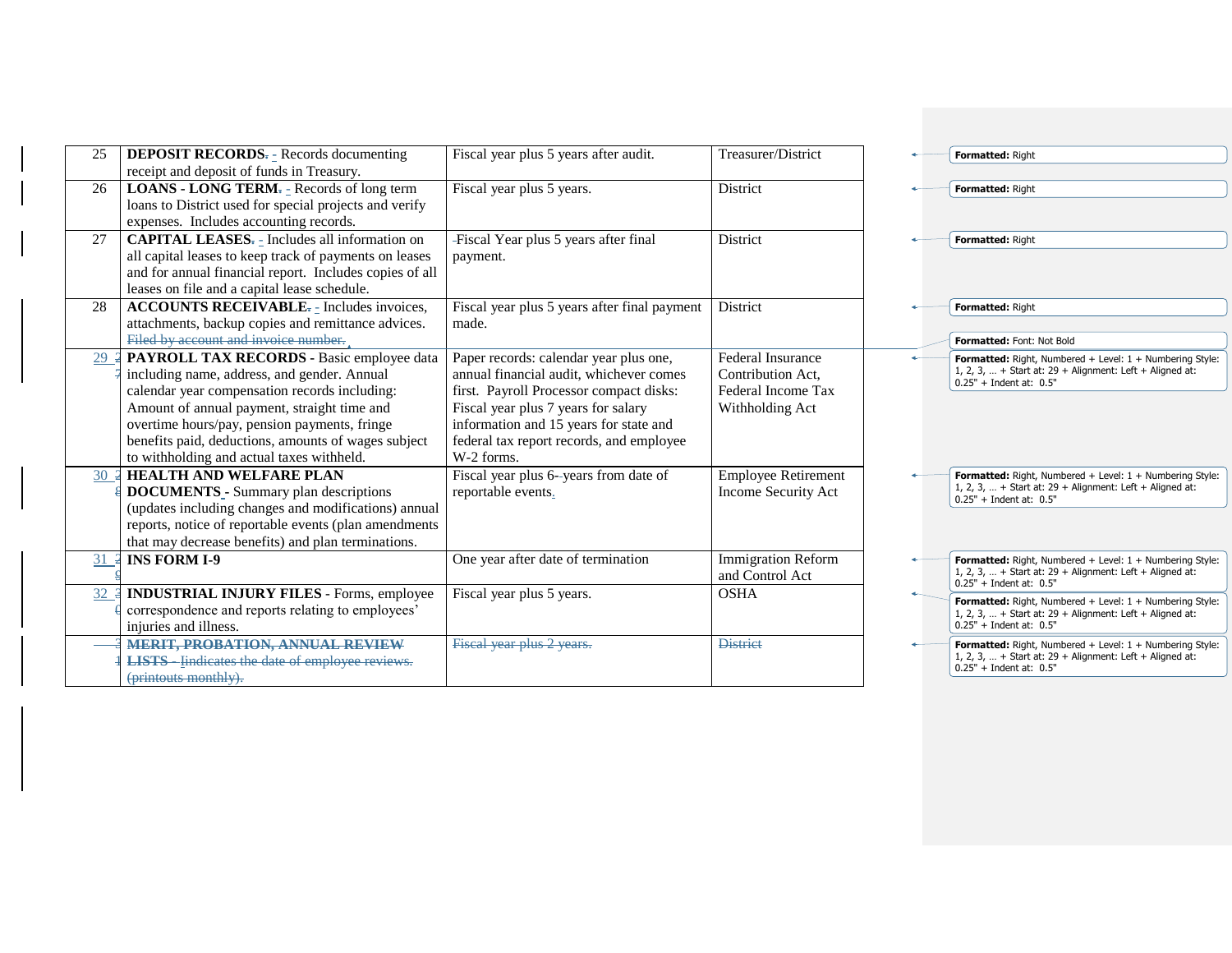| 25 | **DEPOSIT RECORDS** - Records documenting receipt and deposit of funds in Treasury. | Fiscal year plus 5 years after audit. | Treasurer/District |
|---|---|---|---|
| 26 | **LOANS - LONG TERM** - Records of long term loans to District used for special projects and verify expenses. Includes accounting records. | Fiscal year plus 5 years. | District |
| 27 | **CAPITAL LEASES** - Includes all information on all capital leases to keep track of payments on leases and for annual financial report. Includes copies of all leases on file and a capital lease schedule. | Fiscal Year plus 5 years after final payment. | District |
| 28 | **ACCOUNTS RECEIVABLE** - Includes invoices, attachments, backup copies and remittance advices. ~~Filed by account and invoice number.~~ | Fiscal year plus 5 years after final payment made. | District |
| 29 | **PAYROLL TAX RECORDS -** Basic employee data including name, address, and gender. Annual calendar year compensation records including: Amount of annual payment, straight time and overtime hours/pay, pension payments, fringe benefits paid, deductions, amounts of wages subject to withholding and actual taxes withheld. | Paper records: calendar year plus one, annual financial audit, whichever comes first. Payroll Processor compact disks: Fiscal year plus 7 years for salary information and 15 years for state and federal tax report records, and employee W-2 forms. | Federal Insurance Contribution Act, Federal Income Tax Withholding Act |
| 30 | **HEALTH AND WELFARE PLAN DOCUMENTS** - Summary plan descriptions (updates including changes and modifications) annual reports, notice of reportable events (plan amendments that may decrease benefits) and plan terminations. | Fiscal year plus 6 years from date of reportable events. | Employee Retirement Income Security Act |
| 31 | **INS FORM I-9** | One year after date of termination | Immigration Reform and Control Act |
| 32 | **INDUSTRIAL INJURY FILES** - Forms, employee correspondence and reports relating to employees' injuries and illness. | Fiscal year plus 5 years. | OSHA |
| ~~31~~ | ~~**MERIT, PROBATION, ANNUAL REVIEW LISTS** - Indicates the date of employee reviews. (printouts monthly).~~ | ~~Fiscal year plus 2 years.~~ | ~~District~~ |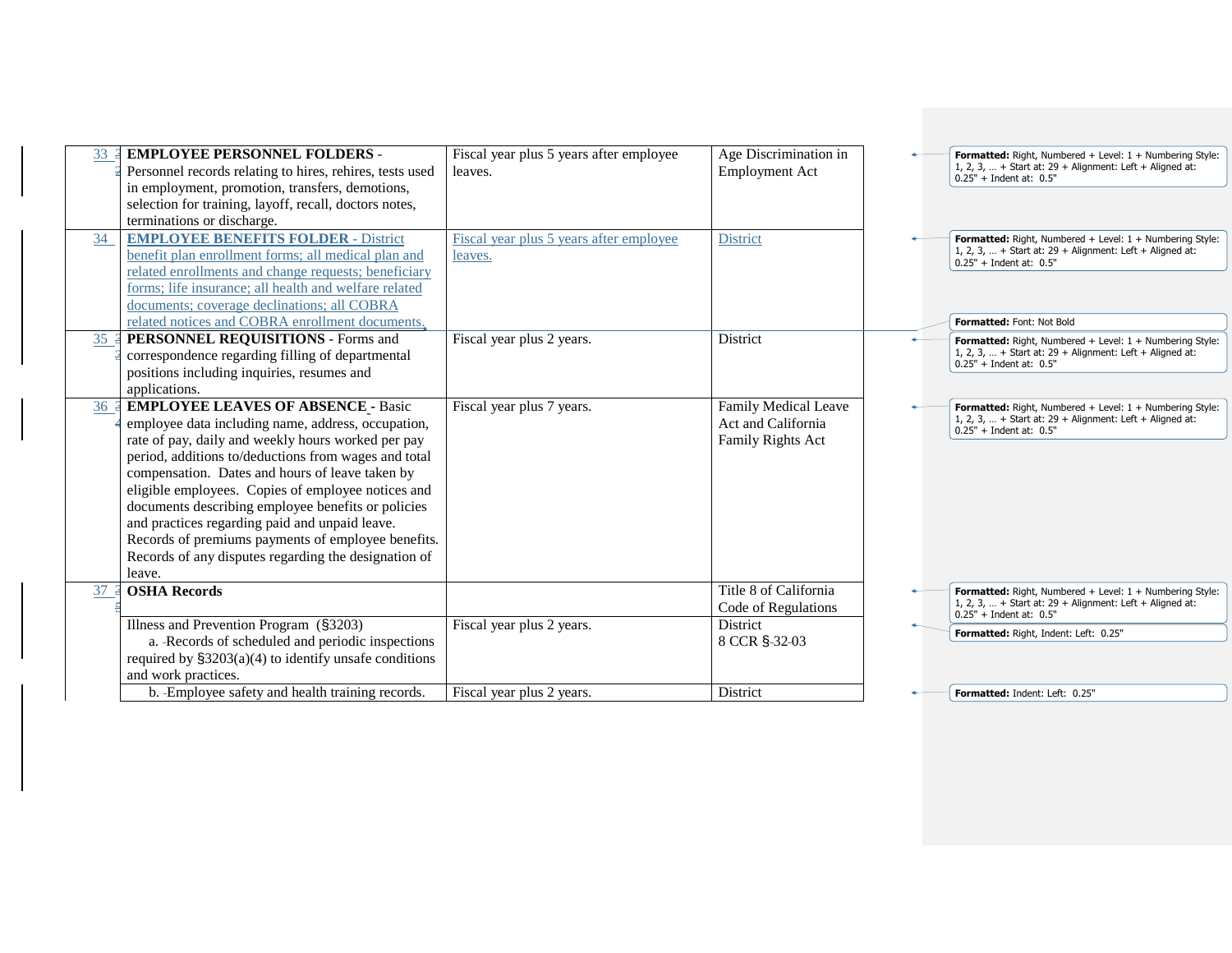| | | | |
|---|---|---|---|
| 33 | **EMPLOYEE PERSONNEL FOLDERS** - Personnel records relating to hires, rehires, tests used in employment, promotion, transfers, demotions, selection for training, layoff, recall, doctors notes, terminations or discharge. | Fiscal year plus 5 years after employee leaves. | Age Discrimination in Employment Act |
| 34 | **EMPLOYEE BENEFITS FOLDER** - District benefit plan enrollment forms; all medical plan and related enrollments and change requests; beneficiary forms; life insurance; all health and welfare related documents; coverage declinations; all COBRA related notices and COBRA enrollment documents. | Fiscal year plus 5 years after employee leaves. | District |
| 35 | **PERSONNEL REQUISITIONS** - Forms and correspondence regarding filling of departmental positions including inquiries, resumes and applications. | Fiscal year plus 2 years. | District |
| 36 | **EMPLOYEE LEAVES OF ABSENCE** - Basic employee data including name, address, occupation, rate of pay, daily and weekly hours worked per pay period, additions to/deductions from wages and total compensation. Dates and hours of leave taken by eligible employees. Copies of employee notices and documents describing employee benefits or policies and practices regarding paid and unpaid leave. Records of premiums payments of employee benefits. Records of any disputes regarding the designation of leave. | Fiscal year plus 7 years. | Family Medical Leave Act and California Family Rights Act |
| 37 | **OSHA Records** | | Title 8 of California Code of Regulations |
| | Illness and Prevention Program (§3203)<br>a. Records of scheduled and periodic inspections required by §3203(a)(4) to identify unsafe conditions and work practices. | Fiscal year plus 2 years. | District<br>8 CCR §32-03 |
| | b. Employee safety and health training records. | Fiscal year plus 2 years. | District |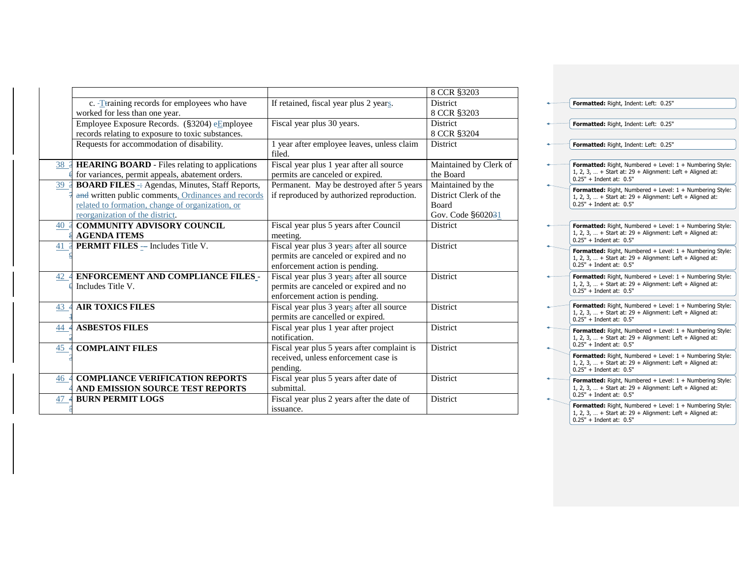| | | | |
|---|---|---|---|
| | | | 8 CCR §3203 |
| | c. Training records for employees who have worked for less than one year. | If retained, fiscal year plus 2 years. | District 8 CCR §3203 |
| | Employee Exposure Records. (§3204) Employee records relating to exposure to toxic substances. | Fiscal year plus 30 years. | District 8 CCR §3204 |
| | Requests for accommodation of disability. | 1 year after employee leaves, unless claim filed. | District |
| 38 | **HEARING BOARD** - Files relating to applications for variances, permit appeals, abatement orders. | Fiscal year plus 1 year after all source permits are canceled or expired. | Maintained by Clerk of the Board |
| 39 | **BOARD FILES** - Agendas, Minutes, Staff Reports, written public comments, Ordinances and records related to formation, change of organization, or reorganization of the district. | Permanent. May be destroyed after 5 years if reproduced by authorized reproduction. | Maintained by the District Clerk of the Board Gov. Code §60201 |
| 40 | **COMMUNITY ADVISORY COUNCIL AGENDA ITEMS** | Fiscal year plus 5 years after Council meeting. | District |
| 41 | **PERMIT FILES** – Includes Title V. | Fiscal year plus 3 years after all source permits are canceled or expired and no enforcement action is pending. | District |
| 42 | **ENFORCEMENT AND COMPLIANCE FILES** - Includes Title V. | Fiscal year plus 3 years after all source permits are canceled or expired and no enforcement action is pending. | District |
| 43 | **AIR TOXICS FILES** | Fiscal year plus 3 years after all source permits are cancelled or expired. | District |
| 44 | **ASBESTOS FILES** | Fiscal year plus 1 year after project notification. | District |
| 45 | **COMPLAINT FILES** | Fiscal year plus 5 years after complaint is received, unless enforcement case is pending. | District |
| 46 | **COMPLIANCE VERIFICATION REPORTS AND EMISSION SOURCE TEST REPORTS** | Fiscal year plus 5 years after date of submittal. | District |
| 47 | **BURN PERMIT LOGS** | Fiscal year plus 2 years after the date of issuance. | District |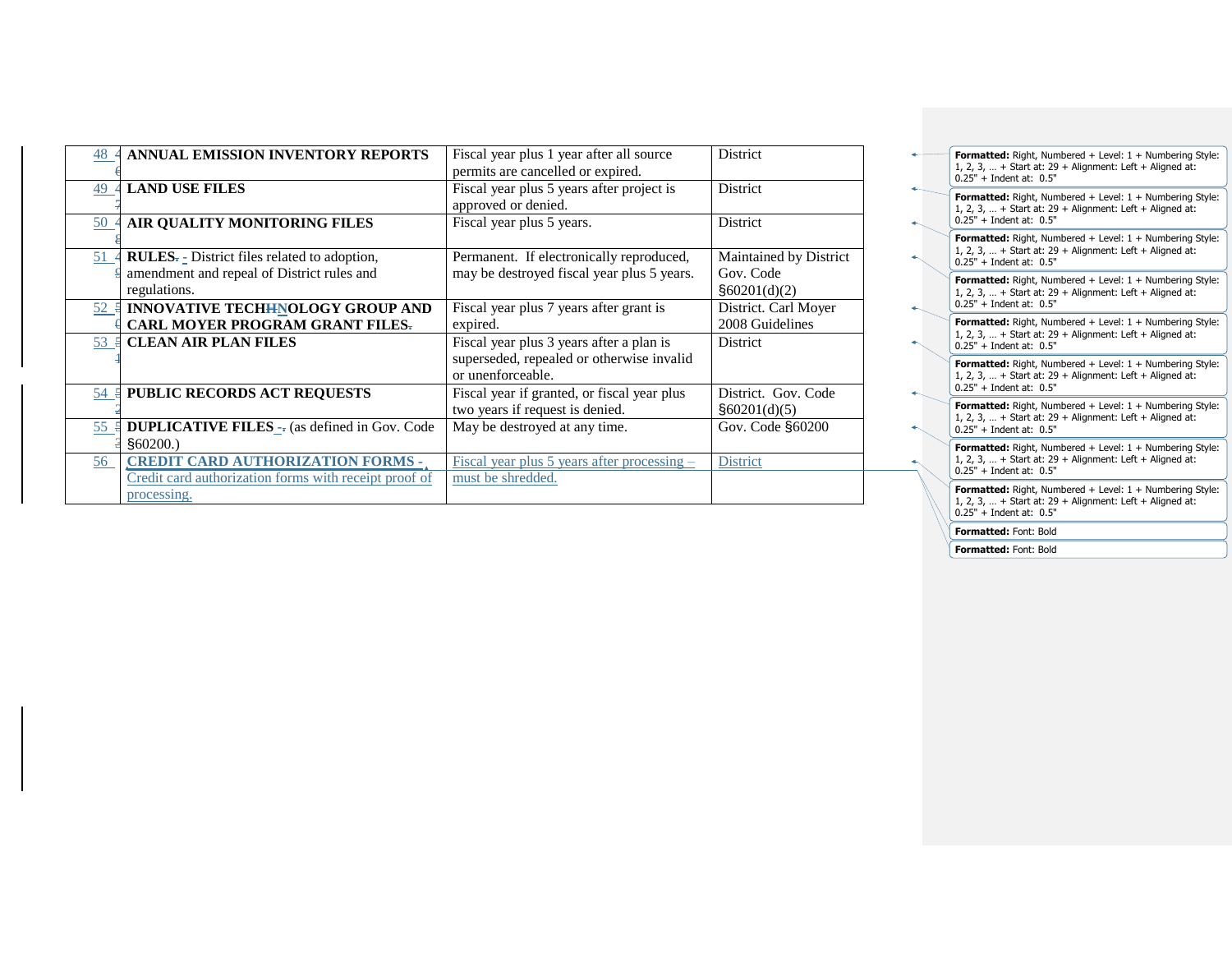| | | | |
|---|---|---|---|
| 48 | **ANNUAL EMISSION INVENTORY REPORTS** | Fiscal year plus 1 year after all source permits are cancelled or expired. | District |
| 49 | **LAND USE FILES** | Fiscal year plus 5 years after project is approved or denied. | District |
| 50 | **AIR QUALITY MONITORING FILES** | Fiscal year plus 5 years. | District |
| 51 | **RULES** - District files related to adoption, amendment and repeal of District rules and regulations. | Permanent. If electronically reproduced, may be destroyed fiscal year plus 5 years. | Maintained by District Gov. Code §60201(d)(2) |
| 52 | **INNOVATIVE TECHNOLOGY GROUP AND CARL MOYER PROGRAM GRANT FILES** | Fiscal year plus 7 years after grant is expired. | District. Carl Moyer 2008 Guidelines |
| 53 | **CLEAN AIR PLAN FILES** | Fiscal year plus 3 years after a plan is superseded, repealed or otherwise invalid or unenforceable. | District |
| 54 | **PUBLIC RECORDS ACT REQUESTS** | Fiscal year if granted, or fiscal year plus two years if request is denied. | District. Gov. Code §60201(d)(5) |
| 55 | **DUPLICATIVE FILES** - (as defined in Gov. Code §60200.) | May be destroyed at any time. | Gov. Code §60200 |
| 56 | **CREDIT CARD AUTHORIZATION FORMS** - Credit card authorization forms with receipt proof of processing. | Fiscal year plus 5 years after processing – must be shredded. | District |